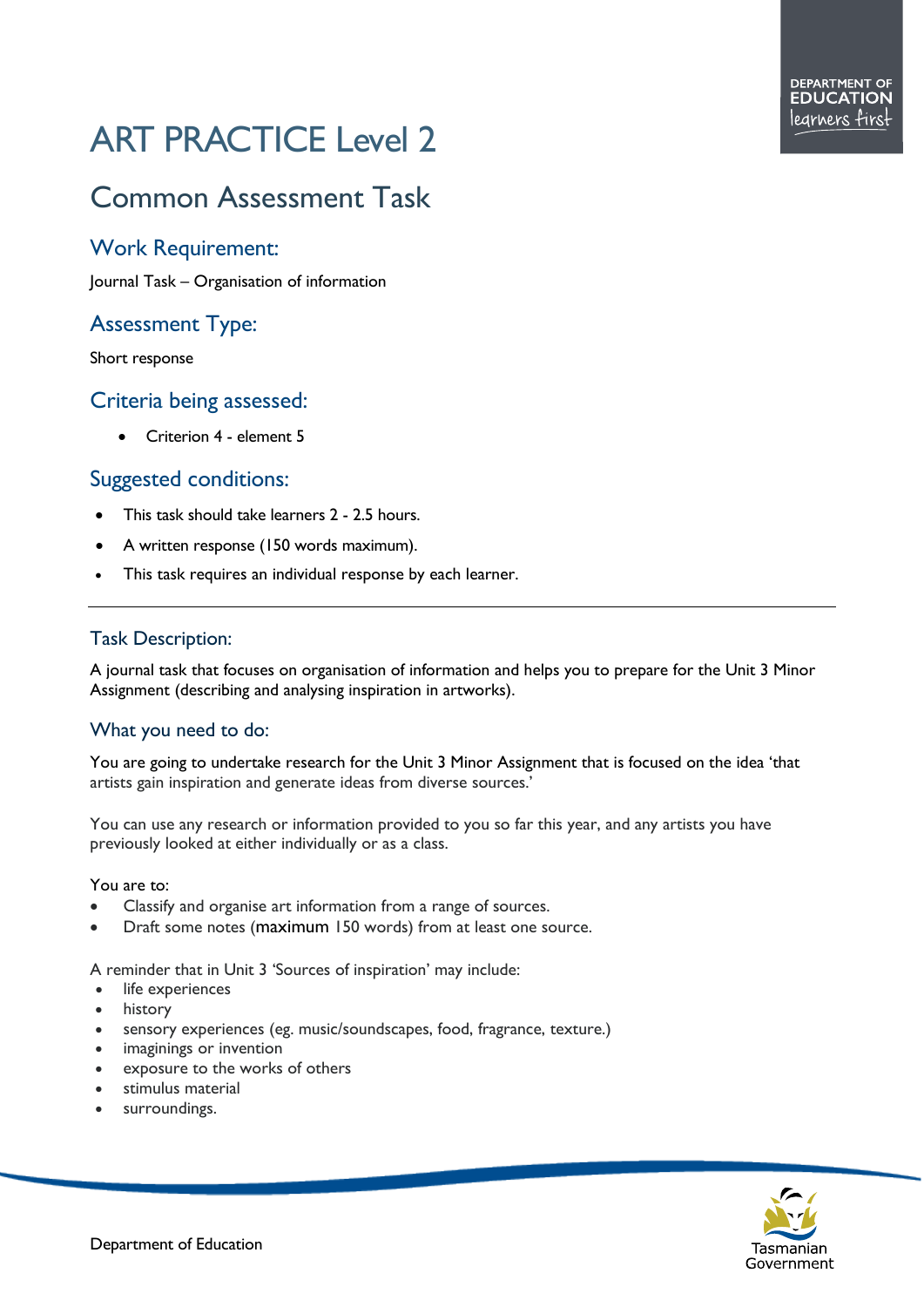# ART PRACTICE Level 2

## Common Assessment Task

### Work Requirement:

Journal Task – Organisation of information

### Assessment Type:

Short response

### Criteria being assessed:

- Criterion 4 - element 5

### Suggested conditions:

- This task should take learners 2 - 2.5 hours.
- A written response (150 words maximum).
- This task requires an individual response by each learner.

---

### Task Description:

A journal task that focuses on organisation of information and helps you to prepare for the Unit 3 Minor Assignment (describing and analysing inspiration in artworks).

### What you need to do:

You are going to undertake research for the Unit 3 Minor Assignment that is focused on the idea 'that artists gain inspiration and generate ideas from diverse sources.'

You can use any research or information provided to you so far this year, and any artists you have previously looked at either individually or as a class.

You are to:

- Classify and organise art information from a range of sources.
- Draft some notes (maximum 150 words) from at least one source.

A reminder that in Unit 3 'Sources of inspiration' may include:

- life experiences
- history
- sensory experiences (eg. music/soundscapes, food, fragrance, texture.)
- imaginings or invention
- exposure to the works of others
- stimulus material
- surroundings.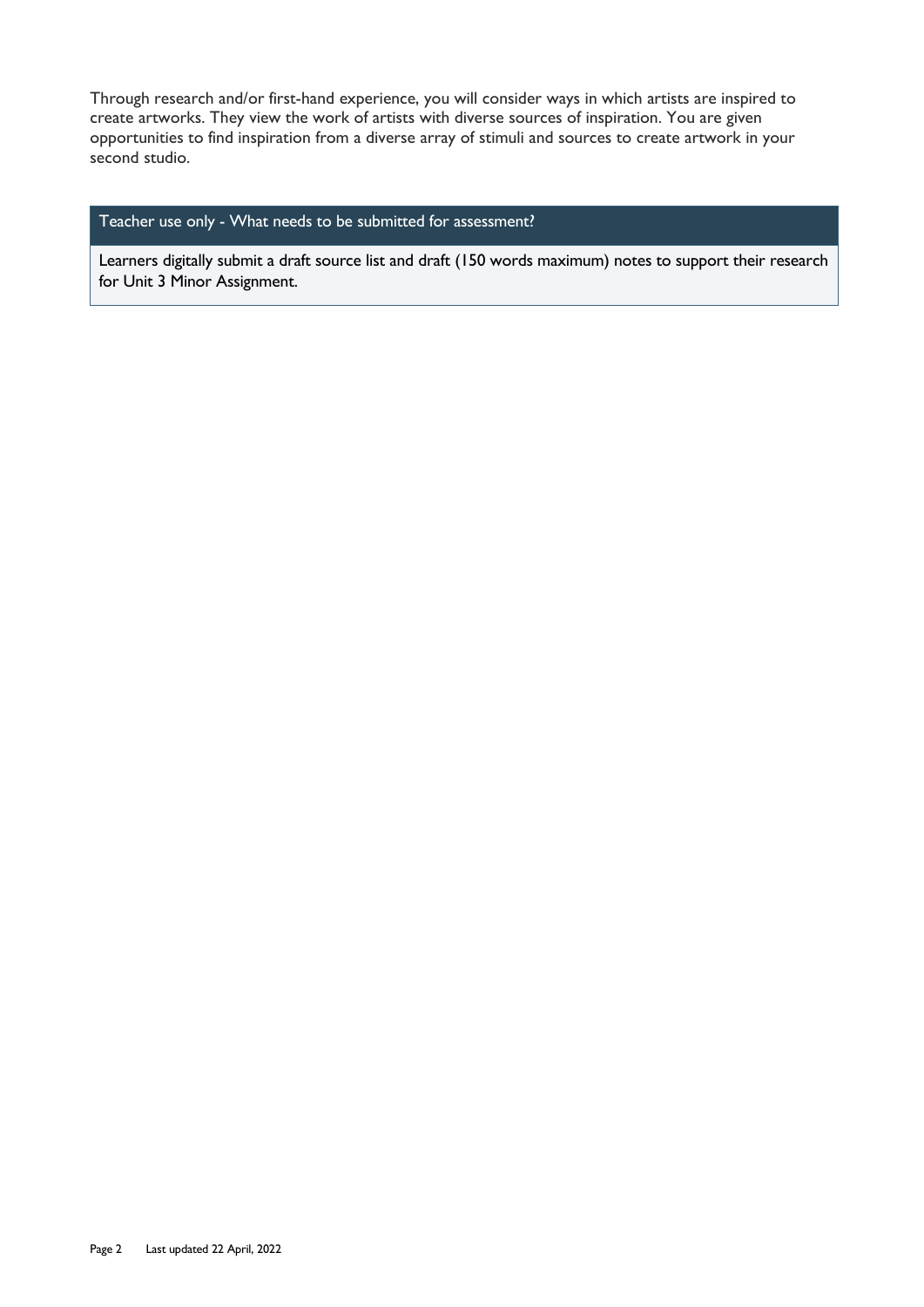Through research and/or first-hand experience, you will consider ways in which artists are inspired to create artworks. They view the work of artists with diverse sources of inspiration. You are given opportunities to find inspiration from a diverse array of stimuli and sources to create artwork in your second studio.

| Teacher use only - What needs to be submitted for assessment? |
| --- |
| Learners digitally submit a draft source list and draft (150 words maximum) notes to support their research for Unit 3 Minor Assignment. |